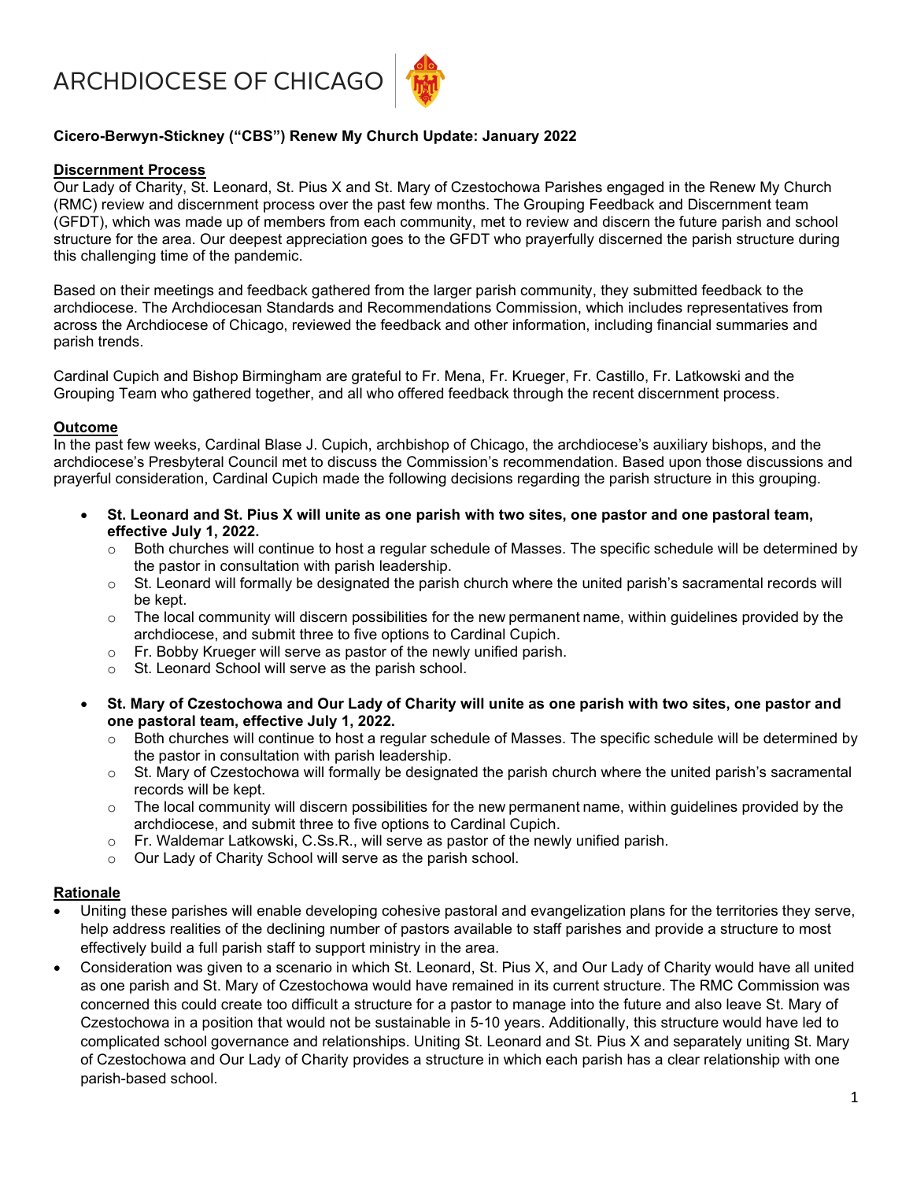ARCHDIOCESE OF CHICAGO

**Cicero-Berwyn-Stickney ("CBS") Renew My Church Update: January 2022**

**Discernment Process**

Our Lady of Charity, St. Leonard, St. Pius X and St. Mary of Czestochowa Parishes engaged in the Renew My Church (RMC) review and discernment process over the past few months. The Grouping Feedback and Discernment team (GFDT), which was made up of members from each community, met to review and discern the future parish and school structure for the area. Our deepest appreciation goes to the GFDT who prayerfully discerned the parish structure during this challenging time of the pandemic.

Based on their meetings and feedback gathered from the larger parish community, they submitted feedback to the archdiocese. The Archdiocesan Standards and Recommendations Commission, which includes representatives from across the Archdiocese of Chicago, reviewed the feedback and other information, including financial summaries and parish trends.

Cardinal Cupich and Bishop Birmingham are grateful to Fr. Mena, Fr. Krueger, Fr. Castillo, Fr. Latkowski and the Grouping Team who gathered together, and all who offered feedback through the recent discernment process.

**Outcome**

In the past few weeks, Cardinal Blase J. Cupich, archbishop of Chicago, the archdiocese's auxiliary bishops, and the archdiocese's Presbyteral Council met to discuss the Commission's recommendation. Based upon those discussions and prayerful consideration, Cardinal Cupich made the following decisions regarding the parish structure in this grouping.

- **St. Leonard and St. Pius X will unite as one parish with two sites, one pastor and one pastoral team, effective July 1, 2022.**
  - Both churches will continue to host a regular schedule of Masses. The specific schedule will be determined by the pastor in consultation with parish leadership.
  - St. Leonard will formally be designated the parish church where the united parish's sacramental records will be kept.
  - The local community will discern possibilities for the new permanent name, within guidelines provided by the archdiocese, and submit three to five options to Cardinal Cupich.
  - Fr. Bobby Krueger will serve as pastor of the newly unified parish.
  - St. Leonard School will serve as the parish school.
- **St. Mary of Czestochowa and Our Lady of Charity will unite as one parish with two sites, one pastor and one pastoral team, effective July 1, 2022.**
  - Both churches will continue to host a regular schedule of Masses. The specific schedule will be determined by the pastor in consultation with parish leadership.
  - St. Mary of Czestochowa will formally be designated the parish church where the united parish's sacramental records will be kept.
  - The local community will discern possibilities for the new permanent name, within guidelines provided by the archdiocese, and submit three to five options to Cardinal Cupich.
  - Fr. Waldemar Latkowski, C.Ss.R., will serve as pastor of the newly unified parish.
  - Our Lady of Charity School will serve as the parish school.

**Rationale**

- Uniting these parishes will enable developing cohesive pastoral and evangelization plans for the territories they serve, help address realities of the declining number of pastors available to staff parishes and provide a structure to most effectively build a full parish staff to support ministry in the area.
- Consideration was given to a scenario in which St. Leonard, St. Pius X, and Our Lady of Charity would have all united as one parish and St. Mary of Czestochowa would have remained in its current structure. The RMC Commission was concerned this could create too difficult a structure for a pastor to manage into the future and also leave St. Mary of Czestochowa in a position that would not be sustainable in 5-10 years. Additionally, this structure would have led to complicated school governance and relationships. Uniting St. Leonard and St. Pius X and separately uniting St. Mary of Czestochowa and Our Lady of Charity provides a structure in which each parish has a clear relationship with one parish-based school.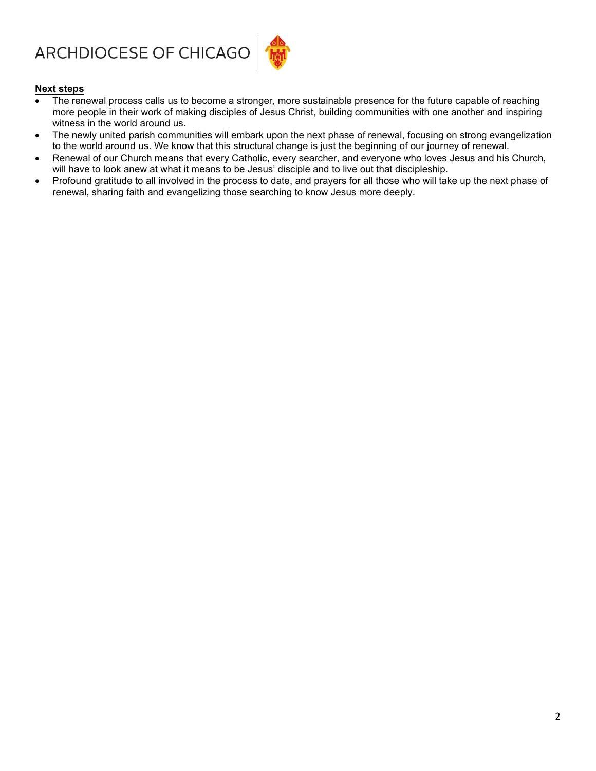**Next steps**

- The renewal process calls us to become a stronger, more sustainable presence for the future capable of reaching more people in their work of making disciples of Jesus Christ, building communities with one another and inspiring witness in the world around us.
- The newly united parish communities will embark upon the next phase of renewal, focusing on strong evangelization to the world around us. We know that this structural change is just the beginning of our journey of renewal.
- Renewal of our Church means that every Catholic, every searcher, and everyone who loves Jesus and his Church, will have to look anew at what it means to be Jesus' disciple and to live out that discipleship.
- Profound gratitude to all involved in the process to date, and prayers for all those who will take up the next phase of renewal, sharing faith and evangelizing those searching to know Jesus more deeply.